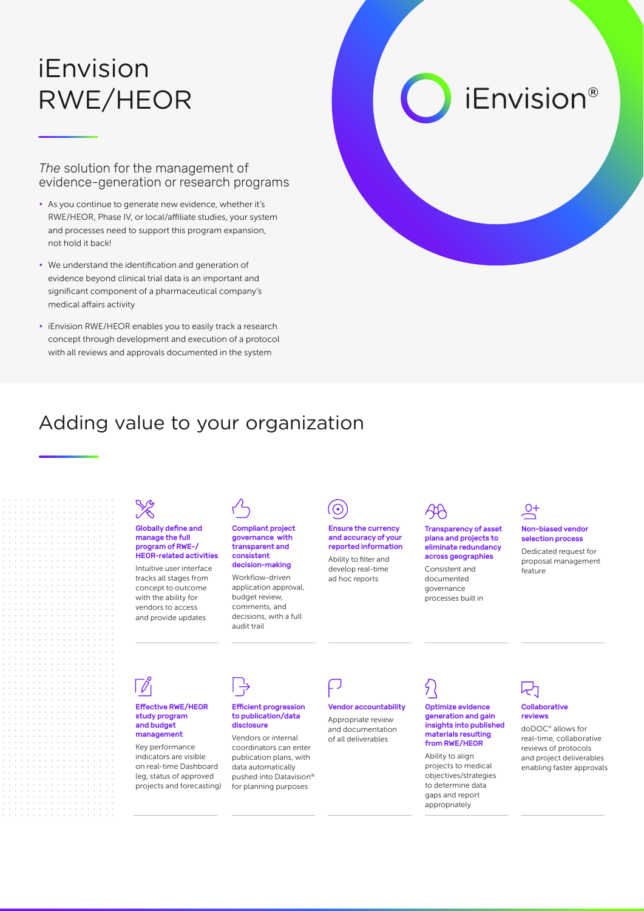# iEnvision RWE/HEOR

iEnvision®

*The* solution for the management of evidence-generation or research programs

- As you continue to generate new evidence, whether it's RWE/HEOR, Phase IV, or local/affiliate studies, your system and processes need to support this program expansion, not hold it back!
- We understand the identification and generation of evidence beyond clinical trial data is an important and significant component of a pharmaceutical company's medical affairs activity
- iEnvision RWE/HEOR enables you to easily track a research concept through development and execution of a protocol with all reviews and approvals documented in the system

## Adding value to your organization

**Globally define and manage the full program of RWE-/HEOR-related activities**

Intuitive user interface tracks all stages from concept to outcome with the ability for vendors to access and provide updates

**Compliant project governance with transparent and consistent decision-making**

Workflow-driven application approval, budget review, comments, and decisions, with a full audit trail

**Ensure the currency and accuracy of your reported information**

Ability to filter and develop real-time ad hoc reports

**Transparency of asset plans and projects to eliminate redundancy across geographies**

Consistent and documented governance processes built in

**Non-biased vendor selection process**

Dedicated request for proposal management feature

**Effective RWE/HEOR study program and budget management**

Key performance indicators are visible on real-time Dashboard (eg, status of approved projects and forecasting)

**Efficient progression to publication/data disclosure**

Vendors or internal coordinators can enter publication plans, with data automatically pushed into Datavision® for planning purposes

**Vendor accountability**

Appropriate review and documentation of all deliverables

**Optimize evidence generation and gain insights into published materials resulting from RWE/HEOR**

Ability to align projects to medical objectives/strategies to determine data gaps and report appropriately

**Collaborative reviews**

doDOC® allows for real-time, collaborative reviews of protocols and project deliverables enabling faster approvals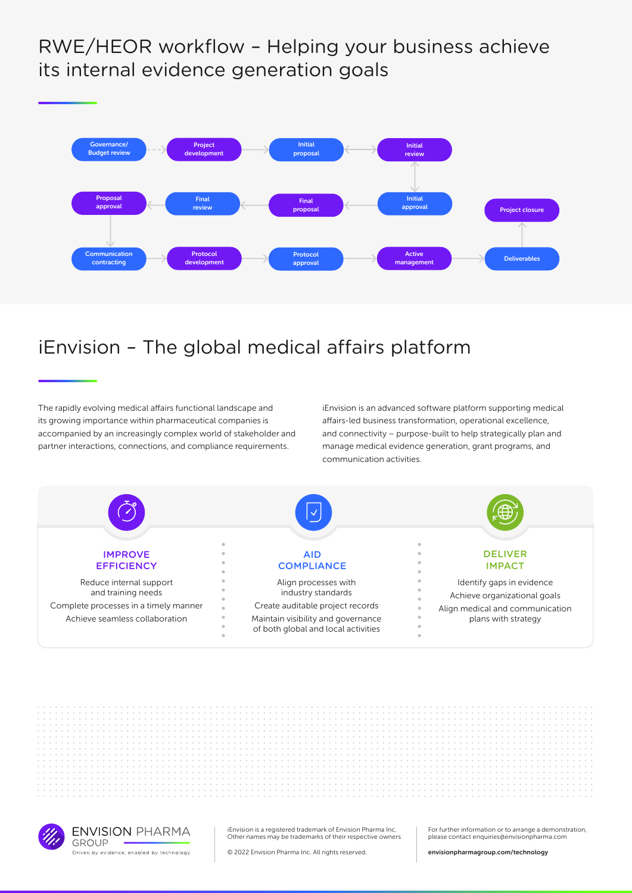# RWE/HEOR workflow – Helping your business achieve its internal evidence generation goals

Governance/ Budget review

Project development

Initial proposal

Initial review

Initial approval

Final proposal

Final review

Proposal approval

Communication contracting

Protocol development

Protocol approval

Active management

Deliverables

Project closure

# iEnvision – The global medical affairs platform

The rapidly evolving medical affairs functional landscape and its growing importance within pharmaceutical companies is accompanied by an increasingly complex world of stakeholder and partner interactions, connections, and compliance requirements.

iEnvision is an advanced software platform supporting medical affairs-led business transformation, operational excellence, and connectivity – purpose-built to help strategically plan and manage medical evidence generation, grant programs, and communication activities.

### IMPROVE EFFICIENCY

Reduce internal support and training needs

Complete processes in a timely manner

Achieve seamless collaboration

### AID COMPLIANCE

Align processes with industry standards

Create auditable project records

Maintain visibility and governance of both global and local activities

### DELIVER IMPACT

Identify gaps in evidence

Achieve organizational goals

Align medical and communication plans with strategy

ENVISION PHARMA GROUP

Driven by evidence, enabled by technology

iEnvision is a registered trademark of Envision Pharma Inc. Other names may be trademarks of their respective owners

© 2022 Envision Pharma Inc. All rights reserved.

For further information or to arrange a demonstration, please contact enquiries@envisionpharma.com

**envisionpharmagroup.com/technology**